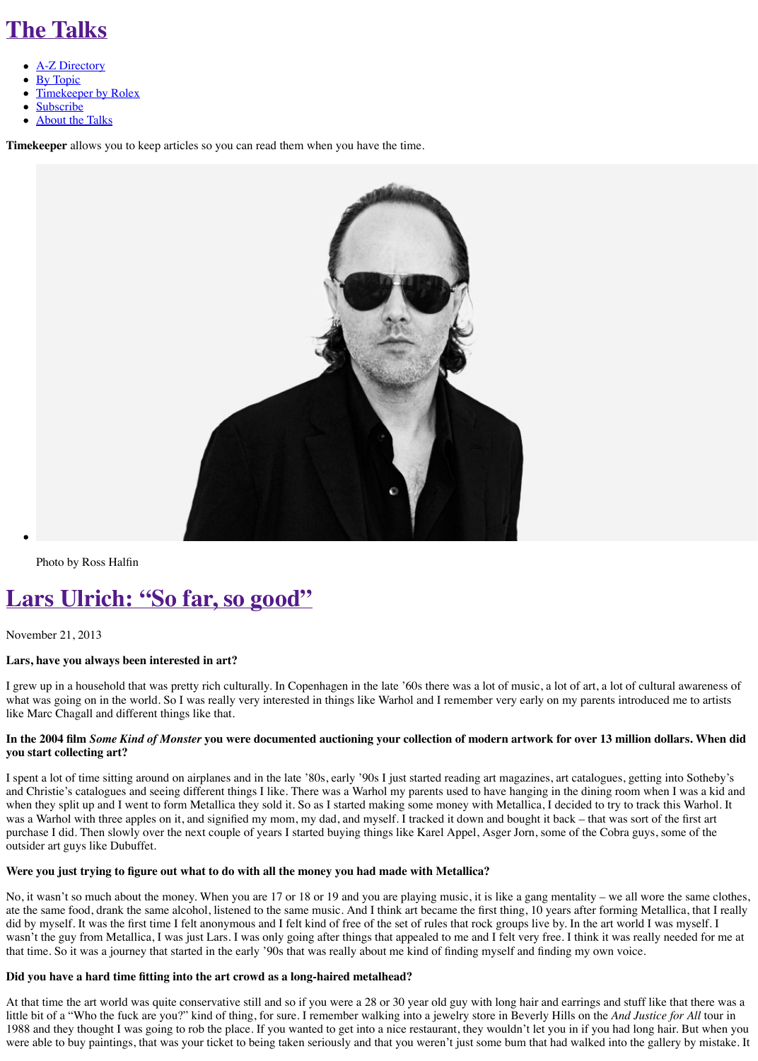# The Talks

- A-Z Directory
- By Topic
- Timekeeper by Rolex
- Subscribe
- About the Talks

**Timekeeper** allows you to keep articles so you can read them when you have the time.

Photo by Ross Halfin

# Lars Ulrich: "So far, so good"

November 21, 2013

**Lars, have you always been interested in art?**

I grew up in a household that was pretty rich culturally. In Copenhagen in the late '60s there was a lot of music, a lot of art, a lot of cultural awareness of what was going on in the world. So I was really very interested in things like Warhol and I remember very early on my parents introduced me to artists like Marc Chagall and different things like that.

**In the 2004 film *Some Kind of Monster* you were documented auctioning your collection of modern artwork for over 13 million dollars. When did you start collecting art?**

I spent a lot of time sitting around on airplanes and in the late '80s, early '90s I just started reading art magazines, art catalogues, getting into Sotheby's and Christie's catalogues and seeing different things I like. There was a Warhol my parents used to have hanging in the dining room when I was a kid and when they split up and I went to form Metallica they sold it. So as I started making some money with Metallica, I decided to try to track this Warhol. It was a Warhol with three apples on it, and signified my mom, my dad, and myself. I tracked it down and bought it back – that was sort of the first art purchase I did. Then slowly over the next couple of years I started buying things like Karel Appel, Asger Jorn, some of the Cobra guys, some of the outsider art guys like Dubuffet.

**Were you just trying to figure out what to do with all the money you had made with Metallica?**

No, it wasn't so much about the money. When you are 17 or 18 or 19 and you are playing music, it is like a gang mentality – we all wore the same clothes, ate the same food, drank the same alcohol, listened to the same music. And I think art became the first thing, 10 years after forming Metallica, that I really did by myself. It was the first time I felt anonymous and I felt kind of free of the set of rules that rock groups live by. In the art world I was myself. I wasn't the guy from Metallica, I was just Lars. I was only going after things that appealed to me and I felt very free. I think it was really needed for me at that time. So it was a journey that started in the early '90s that was really about me kind of finding myself and finding my own voice.

**Did you have a hard time fitting into the art crowd as a long-haired metalhead?**

At that time the art world was quite conservative still and so if you were a 28 or 30 year old guy with long hair and earrings and stuff like that there was a little bit of a "Who the fuck are you?" kind of thing, for sure. I remember walking into a jewelry store in Beverly Hills on the *And Justice for All* tour in 1988 and they thought I was going to rob the place. If you wanted to get into a nice restaurant, they wouldn't let you in if you had long hair. But when you were able to buy paintings, that was your ticket to being taken seriously and that you weren't just some bum that had walked into the gallery by mistake. It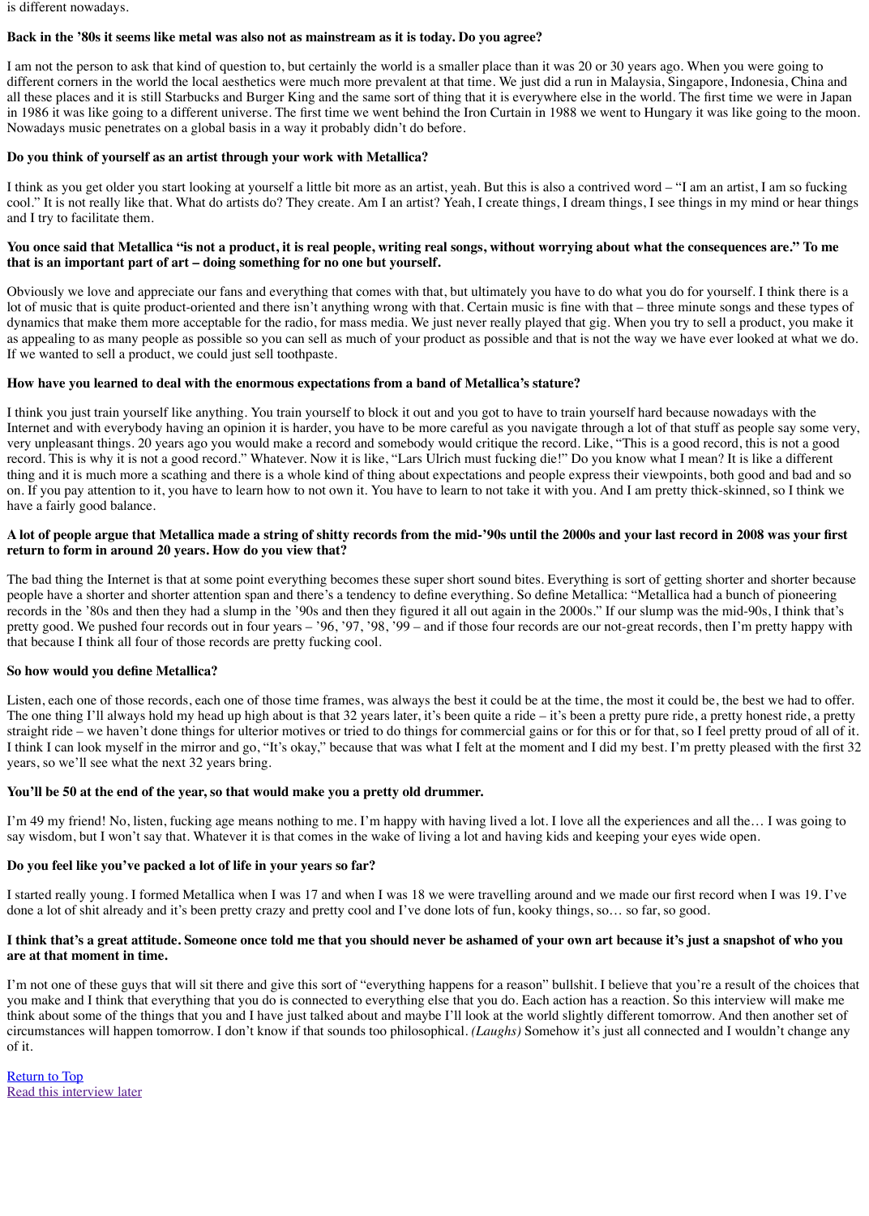is different nowadays.

**Back in the '80s it seems like metal was also not as mainstream as it is today. Do you agree?**

I am not the person to ask that kind of question to, but certainly the world is a smaller place than it was 20 or 30 years ago. When you were going to different corners in the world the local aesthetics were much more prevalent at that time. We just did a run in Malaysia, Singapore, Indonesia, China and all these places and it is still Starbucks and Burger King and the same sort of thing that it is everywhere else in the world. The first time we were in Japan in 1986 it was like going to a different universe. The first time we went behind the Iron Curtain in 1988 we went to Hungary it was like going to the moon. Nowadays music penetrates on a global basis in a way it probably didn't do before.

**Do you think of yourself as an artist through your work with Metallica?**

I think as you get older you start looking at yourself a little bit more as an artist, yeah. But this is also a contrived word – "I am an artist, I am so fucking cool." It is not really like that. What do artists do? They create. Am I an artist? Yeah, I create things, I dream things, I see things in my mind or hear things and I try to facilitate them.

**You once said that Metallica "is not a product, it is real people, writing real songs, without worrying about what the consequences are." To me that is an important part of art – doing something for no one but yourself.**

Obviously we love and appreciate our fans and everything that comes with that, but ultimately you have to do what you do for yourself. I think there is a lot of music that is quite product-oriented and there isn't anything wrong with that. Certain music is fine with that – three minute songs and these types of dynamics that make them more acceptable for the radio, for mass media. We just never really played that gig. When you try to sell a product, you make it as appealing to as many people as possible so you can sell as much of your product as possible and that is not the way we have ever looked at what we do. If we wanted to sell a product, we could just sell toothpaste.

**How have you learned to deal with the enormous expectations from a band of Metallica's stature?**

I think you just train yourself like anything. You train yourself to block it out and you got to have to train yourself hard because nowadays with the Internet and with everybody having an opinion it is harder, you have to be more careful as you navigate through a lot of that stuff as people say some very, very unpleasant things. 20 years ago you would make a record and somebody would critique the record. Like, "This is a good record, this is not a good record. This is why it is not a good record." Whatever. Now it is like, "Lars Ulrich must fucking die!" Do you know what I mean? It is like a different thing and it is much more a scathing and there is a whole kind of thing about expectations and people express their viewpoints, both good and bad and so on. If you pay attention to it, you have to learn how to not own it. You have to learn to not take it with you. And I am pretty thick-skinned, so I think we have a fairly good balance.

**A lot of people argue that Metallica made a string of shitty records from the mid-'90s until the 2000s and your last record in 2008 was your first return to form in around 20 years. How do you view that?**

The bad thing the Internet is that at some point everything becomes these super short sound bites. Everything is sort of getting shorter and shorter because people have a shorter and shorter attention span and there's a tendency to define everything. So define Metallica: "Metallica had a bunch of pioneering records in the '80s and then they had a slump in the '90s and then they figured it all out again in the 2000s." If our slump was the mid-90s, I think that's pretty good. We pushed four records out in four years – '96, '97, '98, '99 – and if those four records are our not-great records, then I'm pretty happy with that because I think all four of those records are pretty fucking cool.

**So how would you define Metallica?**

Listen, each one of those records, each one of those time frames, was always the best it could be at the time, the most it could be, the best we had to offer. The one thing I'll always hold my head up high about is that 32 years later, it's been quite a ride – it's been a pretty pure ride, a pretty honest ride, a pretty straight ride – we haven't done things for ulterior motives or tried to do things for commercial gains or for this or for that, so I feel pretty proud of all of it. I think I can look myself in the mirror and go, "It's okay," because that was what I felt at the moment and I did my best. I'm pretty pleased with the first 32 years, so we'll see what the next 32 years bring.

**You'll be 50 at the end of the year, so that would make you a pretty old drummer.**

I'm 49 my friend! No, listen, fucking age means nothing to me. I'm happy with having lived a lot. I love all the experiences and all the… I was going to say wisdom, but I won't say that. Whatever it is that comes in the wake of living a lot and having kids and keeping your eyes wide open.

**Do you feel like you've packed a lot of life in your years so far?**

I started really young. I formed Metallica when I was 17 and when I was 18 we were travelling around and we made our first record when I was 19. I've done a lot of shit already and it's been pretty crazy and pretty cool and I've done lots of fun, kooky things, so… so far, so good.

**I think that's a great attitude. Someone once told me that you should never be ashamed of your own art because it's just a snapshot of who you are at that moment in time.**

I'm not one of these guys that will sit there and give this sort of "everything happens for a reason" bullshit. I believe that you're a result of the choices that you make and I think that everything that you do is connected to everything else that you do. Each action has a reaction. So this interview will make me think about some of the things that you and I have just talked about and maybe I'll look at the world slightly different tomorrow. And then another set of circumstances will happen tomorrow. I don't know if that sounds too philosophical. *(Laughs)* Somehow it's just all connected and I wouldn't change any of it.

Return to Top
Read this interview later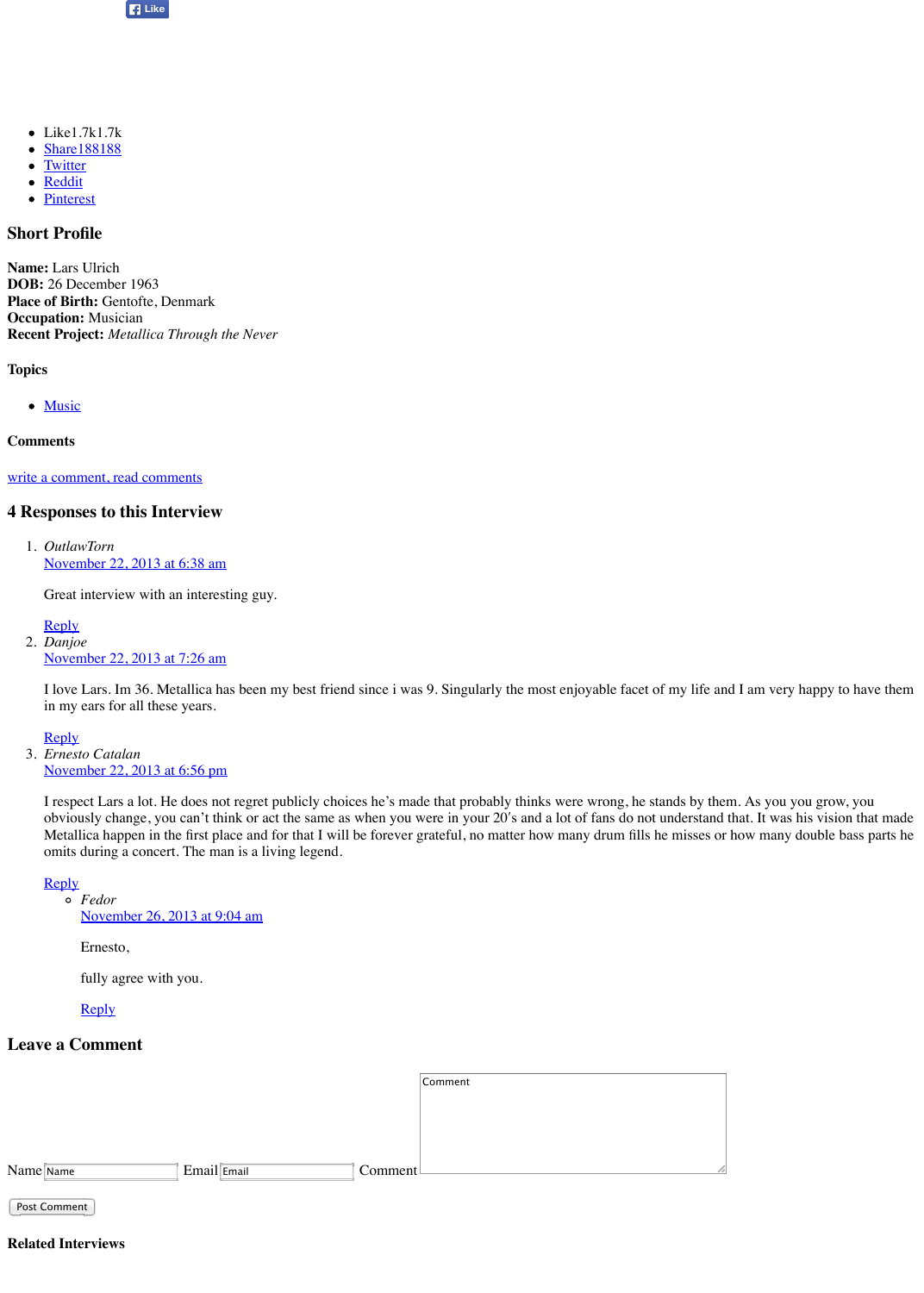Like

- Like1.7k1.7k
- Share188188
- Twitter
- Reddit
- Pinterest

## Short Profile

**Name:** Lars Ulrich
**DOB:** 26 December 1963
**Place of Birth:** Gentofte, Denmark
**Occupation:** Musician
**Recent Project:** *Metallica Through the Never*

### Topics

- Music

### Comments

write a comment, read comments

## 4 Responses to this Interview

1. *OutlawTorn*
   November 22, 2013 at 6:38 am

   Great interview with an interesting guy.

   Reply
2. *Danjoe*
   November 22, 2013 at 7:26 am

   I love Lars. Im 36. Metallica has been my best friend since i was 9. Singularly the most enjoyable facet of my life and I am very happy to have them in my ears for all these years.

   Reply
3. *Ernesto Catalan*
   November 22, 2013 at 6:56 pm

   I respect Lars a lot. He does not regret publicly choices he's made that probably thinks were wrong, he stands by them. As you you grow, you obviously change, you can't think or act the same as when you were in your 20's and a lot of fans do not understand that. It was his vision that made Metallica happen in the first place and for that I will be forever grateful, no matter how many drum fills he misses or how many double bass parts he omits during a concert. The man is a living legend.

   Reply
   - *Fedor*
     November 26, 2013 at 9:04 am

     Ernesto,

     fully agree with you.

     Reply

## Leave a Comment

Name [Name] Email [Email] Comment [Comment]

Post Comment

### Related Interviews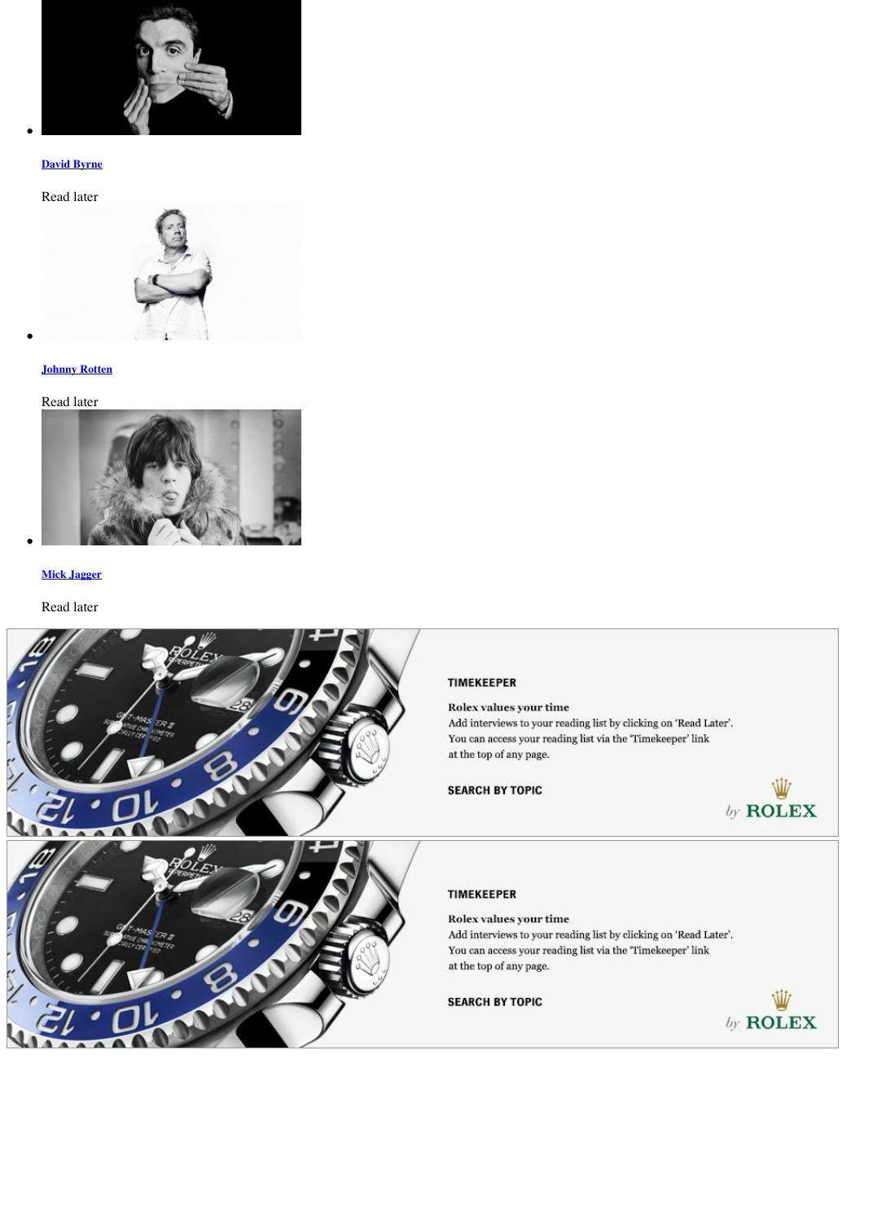- [David Byrne]

Read later

- [Johnny Rotten]

Read later

- [Mick Jagger]

Read later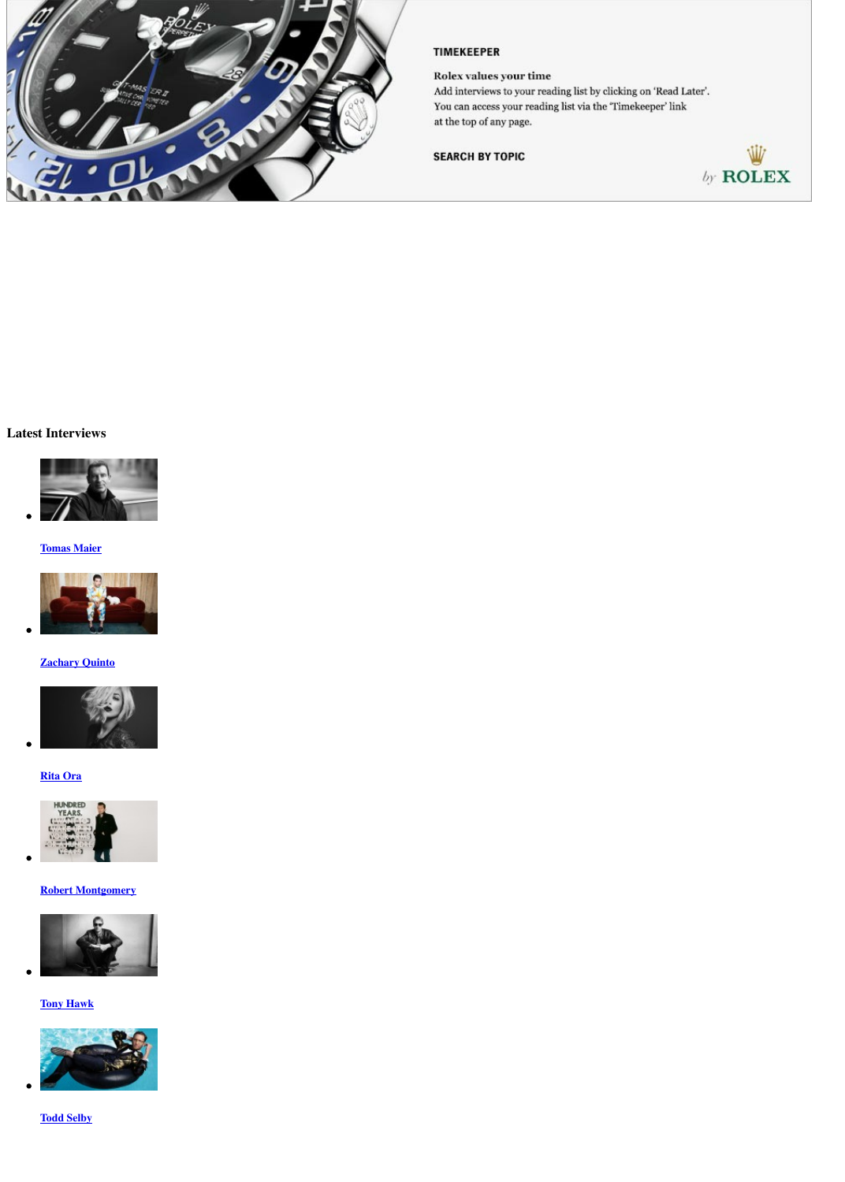TIMEKEEPER

Rolex values your time
Add interviews to your reading list by clicking on 'Read Later'.
You can access your reading list via the 'Timekeeper' link
at the top of any page.

SEARCH BY TOPIC

by ROLEX

### Latest Interviews

- Tomas Maier
- Zachary Quinto
- Rita Ora
- Robert Montgomery
- Tony Hawk
- Todd Selby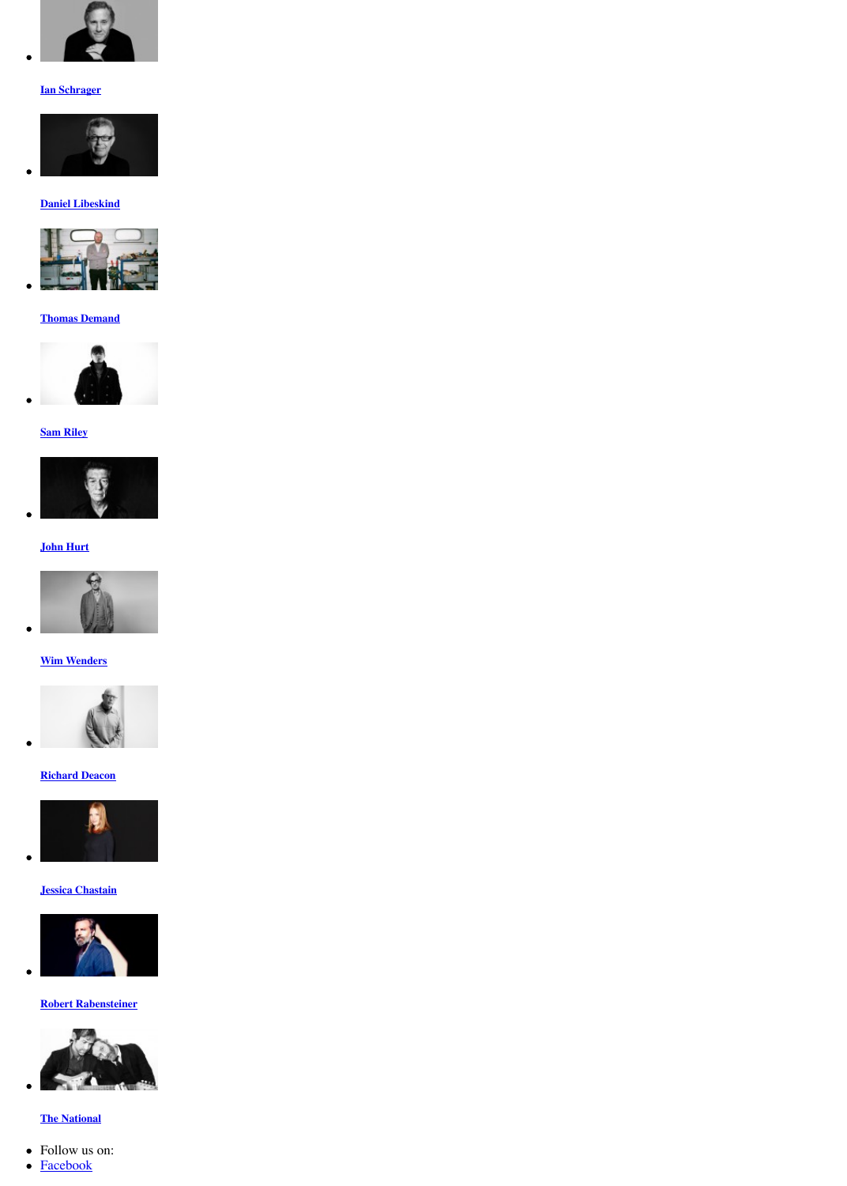- [Ian Schrager](#)
- [Daniel Libeskind](#)
- [Thomas Demand](#)
- [Sam Riley](#)
- [John Hurt](#)
- [Wim Wenders](#)
- [Richard Deacon](#)
- [Jessica Chastain](#)
- [Robert Rabensteiner](#)
- [The National](#)

- Follow us on:
- [Facebook](#)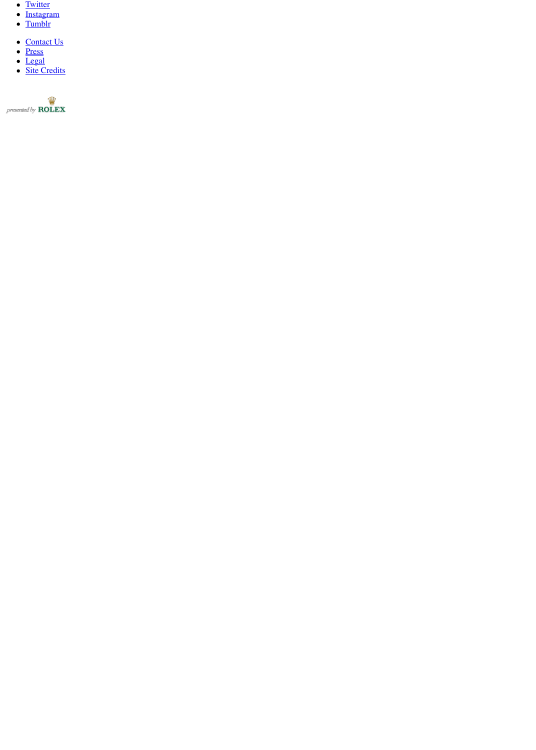- Twitter
- Instagram
- Tumblr

- Contact Us
- Press
- Legal
- Site Credits

presented by ROLEX